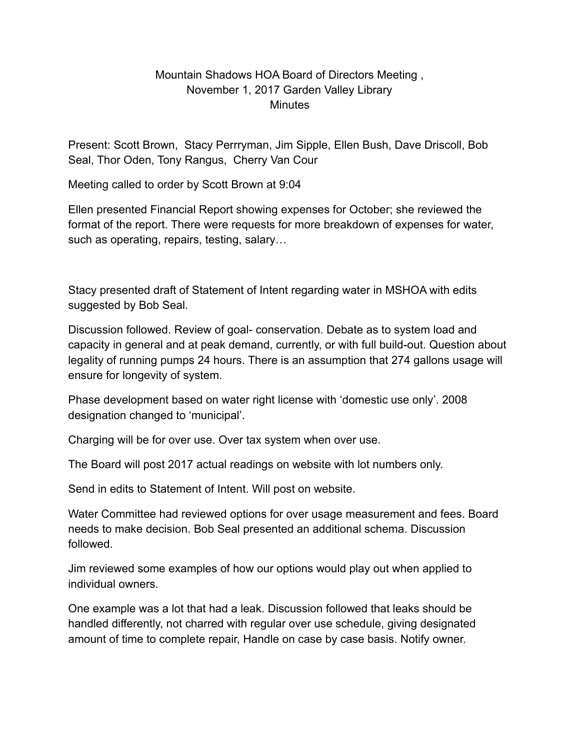# Mountain Shadows HOA Board of Directors Meeting , November 1, 2017 Garden Valley Library Minutes

Present: Scott Brown, Stacy Perrryman, Jim Sipple, Ellen Bush, Dave Driscoll, Bob Seal, Thor Oden, Tony Rangus, Cherry Van Cour

Meeting called to order by Scott Brown at 9:04

Ellen presented Financial Report showing expenses for October; she reviewed the format of the report. There were requests for more breakdown of expenses for water, such as operating, repairs, testing, salary…

Stacy presented draft of Statement of Intent regarding water in MSHOA with edits suggested by Bob Seal.

Discussion followed. Review of goal- conservation. Debate as to system load and capacity in general and at peak demand, currently, or with full build-out. Question about legality of running pumps 24 hours. There is an assumption that 274 gallons usage will ensure for longevity of system.

Phase development based on water right license with 'domestic use only'. 2008 designation changed to 'municipal'.

Charging will be for over use. Over tax system when over use.

The Board will post 2017 actual readings on website with lot numbers only.

Send in edits to Statement of Intent. Will post on website.

Water Committee had reviewed options for over usage measurement and fees. Board needs to make decision. Bob Seal presented an additional schema. Discussion followed.

Jim reviewed some examples of how our options would play out when applied to individual owners.

One example was a lot that had a leak. Discussion followed that leaks should be handled differently, not charred with regular over use schedule, giving designated amount of time to complete repair, Handle on case by case basis. Notify owner.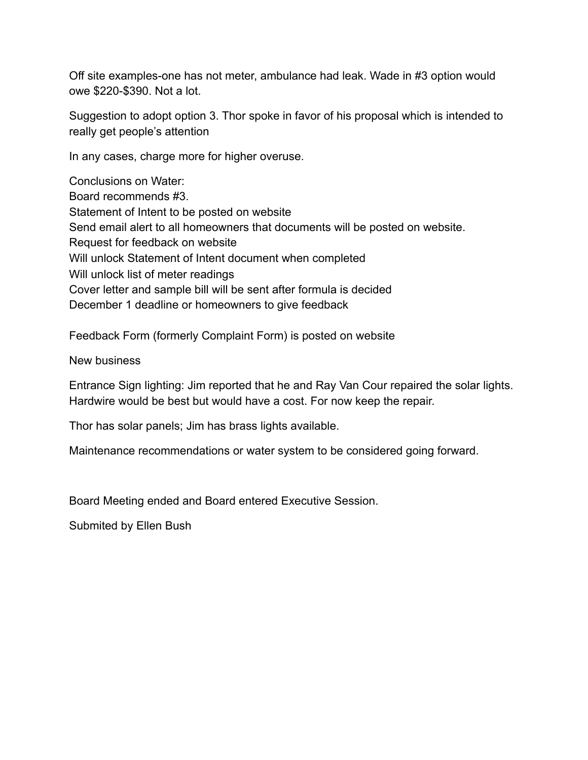Off site examples-one has not meter, ambulance had leak. Wade in #3 option would owe $220-$390. Not a lot.

Suggestion to adopt option 3. Thor spoke in favor of his proposal which is intended to really get people's attention

In any cases, charge more for higher overuse.

Conclusions on Water:
Board recommends #3.
Statement of Intent to be posted on website
Send email alert to all homeowners that documents will be posted on website.
Request for feedback on website
Will unlock Statement of Intent document when completed
Will unlock list of meter readings
Cover letter and sample bill will be sent after formula is decided
December 1 deadline or homeowners to give feedback

Feedback Form (formerly Complaint Form) is posted on website

New business

Entrance Sign lighting: Jim reported that he and Ray Van Cour repaired the solar lights. Hardwire would be best but would have a cost. For now keep the repair.

Thor has solar panels; Jim has brass lights available.

Maintenance recommendations or water system to be considered going forward.

Board Meeting ended and Board entered Executive Session.

Submited by Ellen Bush